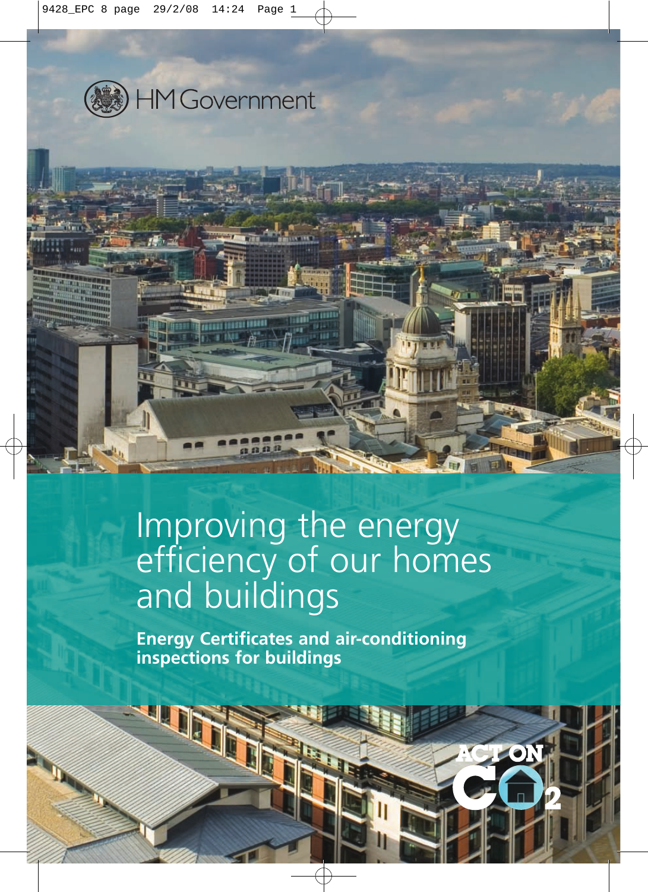HM Government

# Improving the energy efficiency of our homes and buildings

**Energy Certificates and air-conditioning inspections for buildings**

ACT ON $CO_2$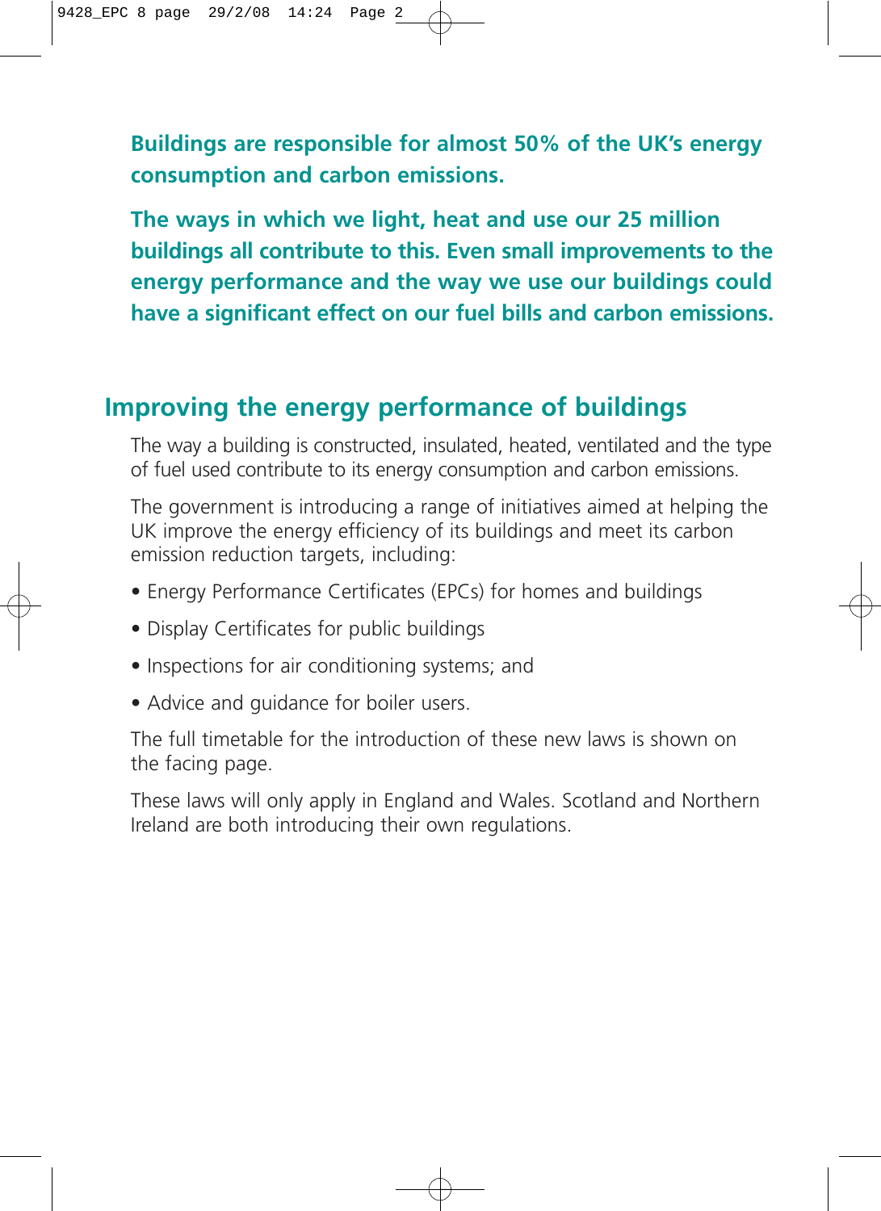**Buildings are responsible for almost 50% of the UK's energy consumption and carbon emissions.**

**The ways in which we light, heat and use our 25 million buildings all contribute to this. Even small improvements to the energy performance and the way we use our buildings could have a significant effect on our fuel bills and carbon emissions.**

## Improving the energy performance of buildings

The way a building is constructed, insulated, heated, ventilated and the type of fuel used contribute to its energy consumption and carbon emissions.

The government is introducing a range of initiatives aimed at helping the UK improve the energy efficiency of its buildings and meet its carbon emission reduction targets, including:

- Energy Performance Certificates (EPCs) for homes and buildings
- Display Certificates for public buildings
- Inspections for air conditioning systems; and
- Advice and guidance for boiler users.

The full timetable for the introduction of these new laws is shown on the facing page.

These laws will only apply in England and Wales. Scotland and Northern Ireland are both introducing their own regulations.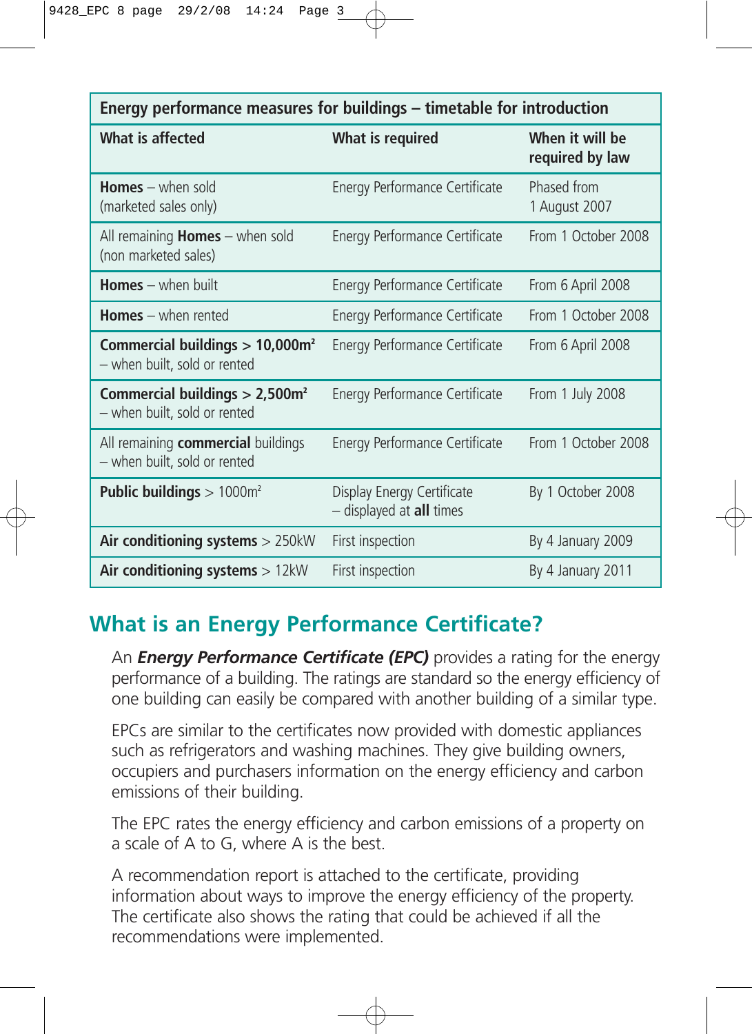| Energy performance measures for buildings – timetable for introduction | | |
|---|---|---|
| **What is affected** | **What is required** | **When it will be required by law** |
| **Homes** – when sold (marketed sales only) | Energy Performance Certificate | Phased from 1 August 2007 |
| All remaining **Homes** – when sold (non marketed sales) | Energy Performance Certificate | From 1 October 2008 |
| **Homes** – when built | Energy Performance Certificate | From 6 April 2008 |
| **Homes** – when rented | Energy Performance Certificate | From 1 October 2008 |
| **Commercial buildings > 10,000m²** – when built, sold or rented | Energy Performance Certificate | From 6 April 2008 |
| **Commercial buildings > 2,500m²** – when built, sold or rented | Energy Performance Certificate | From 1 July 2008 |
| All remaining **commercial** buildings – when built, sold or rented | Energy Performance Certificate | From 1 October 2008 |
| **Public buildings** > 1000m² | Display Energy Certificate – displayed at **all** times | By 1 October 2008 |
| **Air conditioning systems** > 250kW | First inspection | By 4 January 2009 |
| **Air conditioning systems** > 12kW | First inspection | By 4 January 2011 |

## What is an Energy Performance Certificate?

An ***Energy Performance Certificate (EPC)*** provides a rating for the energy performance of a building. The ratings are standard so the energy efficiency of one building can easily be compared with another building of a similar type.

EPCs are similar to the certificates now provided with domestic appliances such as refrigerators and washing machines. They give building owners, occupiers and purchasers information on the energy efficiency and carbon emissions of their building.

The EPC rates the energy efficiency and carbon emissions of a property on a scale of A to G, where A is the best.

A recommendation report is attached to the certificate, providing information about ways to improve the energy efficiency of the property. The certificate also shows the rating that could be achieved if all the recommendations were implemented.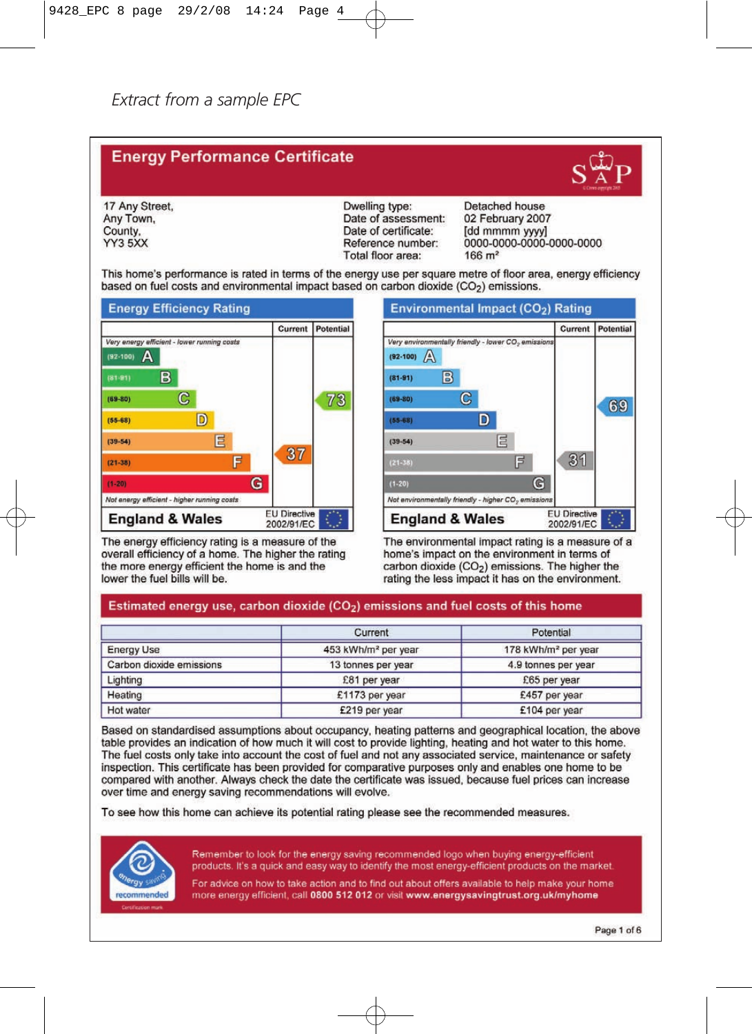*Extract from a sample EPC*

# Energy Performance Certificate

17 Any Street,
Any Town,
County,
YY3 5XX

| | |
|---|---|
| Dwelling type: | Detached house |
| Date of assessment: | 02 February 2007 |
| Date of certificate: | [dd mmmm yyyy] |
| Reference number: | 0000-0000-0000-0000-0000 |
| Total floor area: | 166 m² |

This home's performance is rated in terms of the energy use per square metre of floor area, energy efficiency based on fuel costs and environmental impact based on carbon dioxide ($CO_2$) emissions.

## Energy Efficiency Rating

| | Current | Potential |
|---|---|---|
| *Very energy efficient - lower running costs* | | |
| (92-100) A | | |
| (81-91) B | | |
| (69-80) C | | 73 |
| (55-68) D | | |
| (39-54) E | | |
| (21-38) F | 37 | |
| (1-20) G | | |
| *Not energy efficient - higher running costs* | | |

England & Wales — EU Directive 2002/91/EC

The energy efficiency rating is a measure of the overall efficiency of a home. The higher the rating the more energy efficient the home is and the lower the fuel bills will be.

## Environmental Impact ($CO_2$) Rating

| | Current | Potential |
|---|---|---|
| *Very environmentally friendly - lower $CO_2$ emissions* | | |
| (92-100) A | | |
| (81-91) B | | |
| (69-80) C | | 69 |
| (55-68) D | | |
| (39-54) E | | |
| (21-38) F | 31 | |
| (1-20) G | | |
| *Not environmentally friendly - higher $CO_2$ emissions* | | |

England & Wales — EU Directive 2002/91/EC

The environmental impact rating is a measure of a home's impact on the environment in terms of carbon dioxide ($CO_2$) emissions. The higher the rating the less impact it has on the environment.

## Estimated energy use, carbon dioxide ($CO_2$) emissions and fuel costs of this home

| | Current | Potential |
|---|---|---|
| Energy Use | 453 kWh/m² per year | 178 kWh/m² per year |
| Carbon dioxide emissions | 13 tonnes per year | 4.9 tonnes per year |
| Lighting | £81 per year | £65 per year |
| Heating | £1173 per year | £457 per year |
| Hot water | £219 per year | £104 per year |

Based on standardised assumptions about occupancy, heating patterns and geographical location, the above table provides an indication of how much it will cost to provide lighting, heating and hot water to this home. The fuel costs only take into account the cost of fuel and not any associated service, maintenance or safety inspection. This certificate has been provided for comparative purposes only and enables one home to be compared with another. Always check the date the certificate was issued, because fuel prices can increase over time and energy saving recommendations will evolve.

To see how this home can achieve its potential rating please see the recommended measures.

energy saving recommended — Certification mark

Remember to look for the energy saving recommended logo when buying energy-efficient products. It's a quick and easy way to identify the most energy-efficient products on the market.

For advice on how to take action and to find out about offers available to help make your home more energy efficient, call **0800 512 012** or visit **www.energysavingtrust.org.uk/myhome**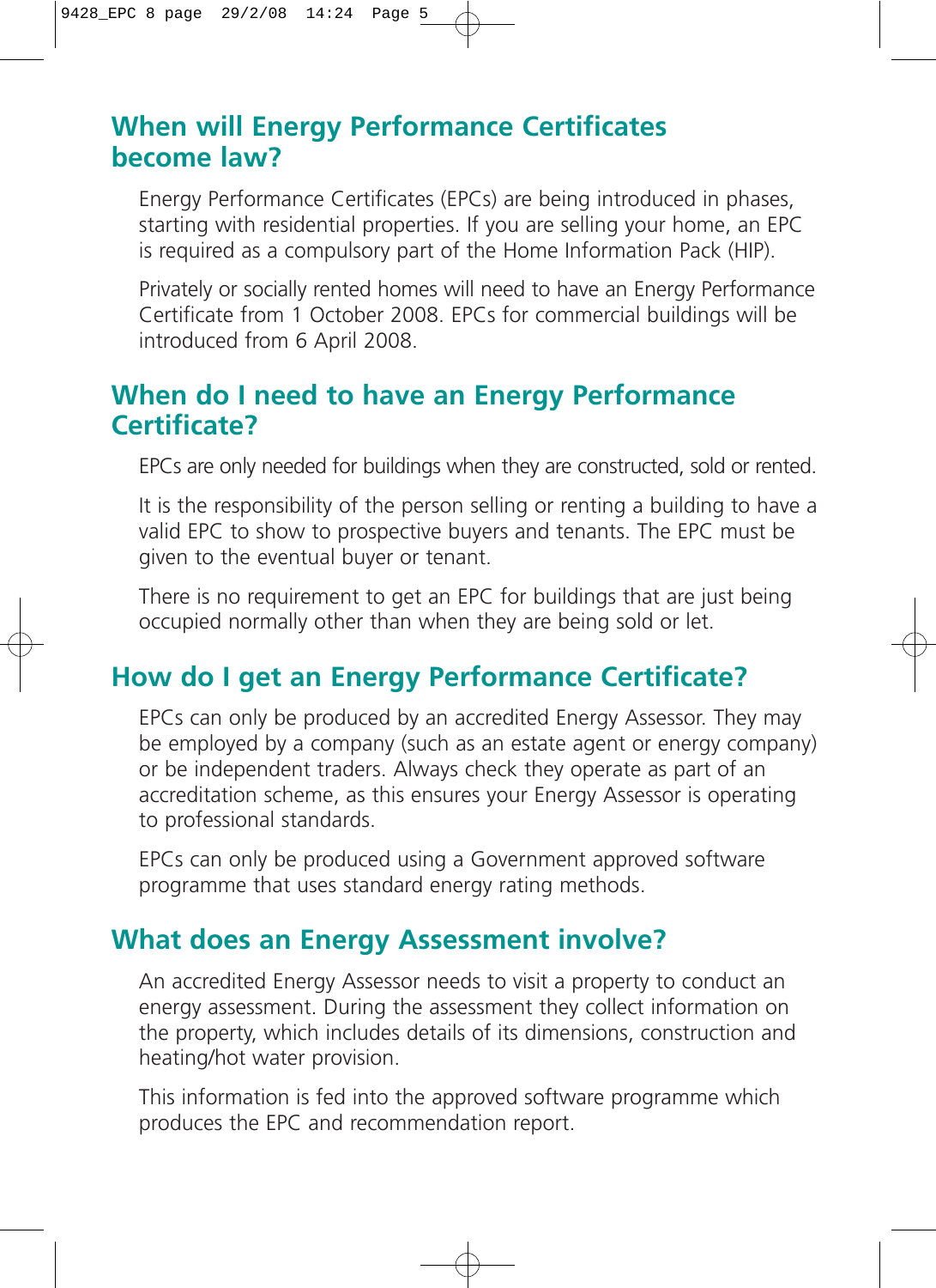## When will Energy Performance Certificates become law?

Energy Performance Certificates (EPCs) are being introduced in phases, starting with residential properties. If you are selling your home, an EPC is required as a compulsory part of the Home Information Pack (HIP).

Privately or socially rented homes will need to have an Energy Performance Certificate from 1 October 2008. EPCs for commercial buildings will be introduced from 6 April 2008.

## When do I need to have an Energy Performance Certificate?

EPCs are only needed for buildings when they are constructed, sold or rented.

It is the responsibility of the person selling or renting a building to have a valid EPC to show to prospective buyers and tenants. The EPC must be given to the eventual buyer or tenant.

There is no requirement to get an EPC for buildings that are just being occupied normally other than when they are being sold or let.

## How do I get an Energy Performance Certificate?

EPCs can only be produced by an accredited Energy Assessor. They may be employed by a company (such as an estate agent or energy company) or be independent traders. Always check they operate as part of an accreditation scheme, as this ensures your Energy Assessor is operating to professional standards.

EPCs can only be produced using a Government approved software programme that uses standard energy rating methods.

## What does an Energy Assessment involve?

An accredited Energy Assessor needs to visit a property to conduct an energy assessment. During the assessment they collect information on the property, which includes details of its dimensions, construction and heating/hot water provision.

This information is fed into the approved software programme which produces the EPC and recommendation report.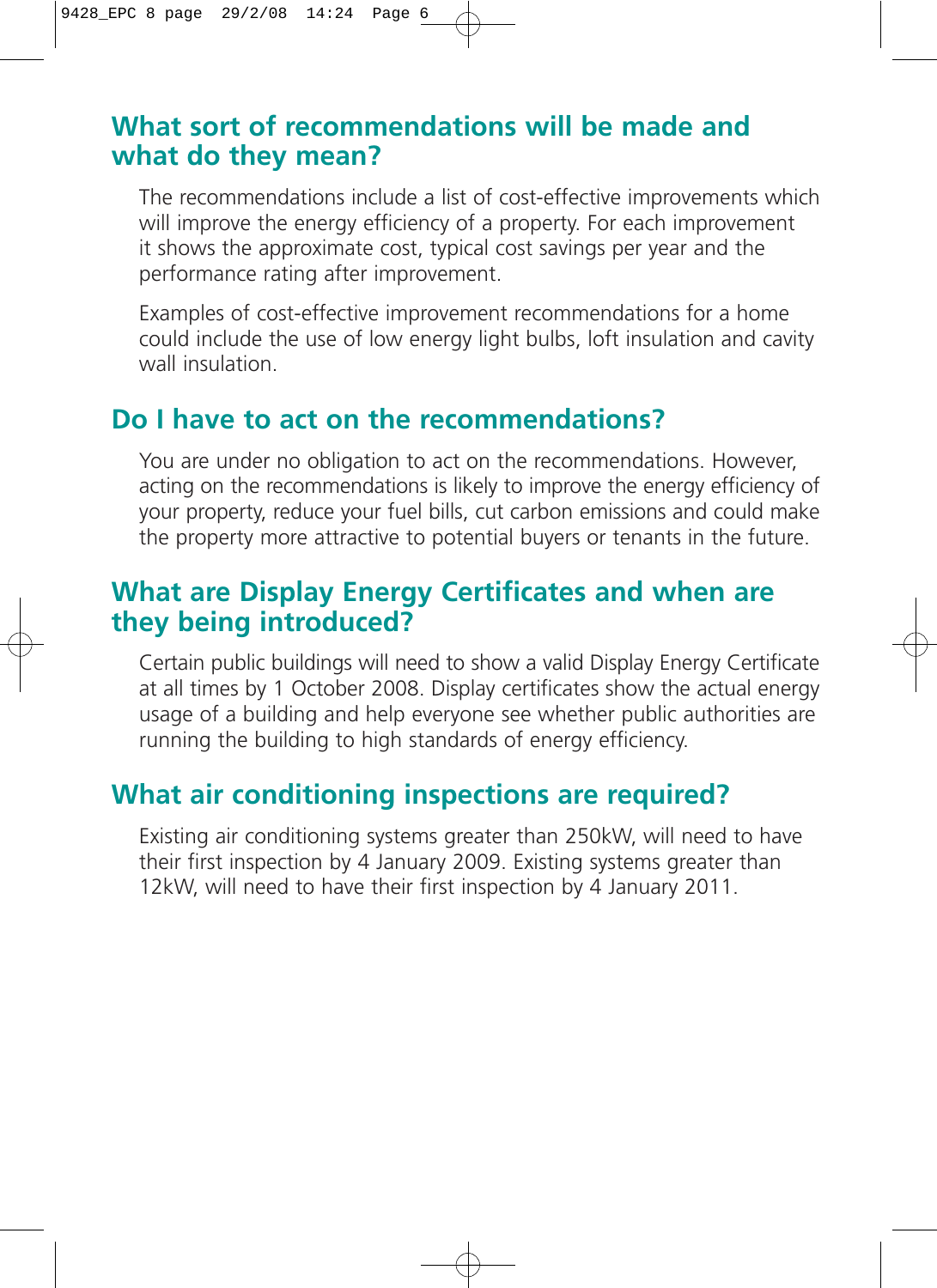## What sort of recommendations will be made and what do they mean?

The recommendations include a list of cost-effective improvements which will improve the energy efficiency of a property. For each improvement it shows the approximate cost, typical cost savings per year and the performance rating after improvement.

Examples of cost-effective improvement recommendations for a home could include the use of low energy light bulbs, loft insulation and cavity wall insulation.

## Do I have to act on the recommendations?

You are under no obligation to act on the recommendations. However, acting on the recommendations is likely to improve the energy efficiency of your property, reduce your fuel bills, cut carbon emissions and could make the property more attractive to potential buyers or tenants in the future.

## What are Display Energy Certificates and when are they being introduced?

Certain public buildings will need to show a valid Display Energy Certificate at all times by 1 October 2008. Display certificates show the actual energy usage of a building and help everyone see whether public authorities are running the building to high standards of energy efficiency.

## What air conditioning inspections are required?

Existing air conditioning systems greater than 250kW, will need to have their first inspection by 4 January 2009. Existing systems greater than 12kW, will need to have their first inspection by 4 January 2011.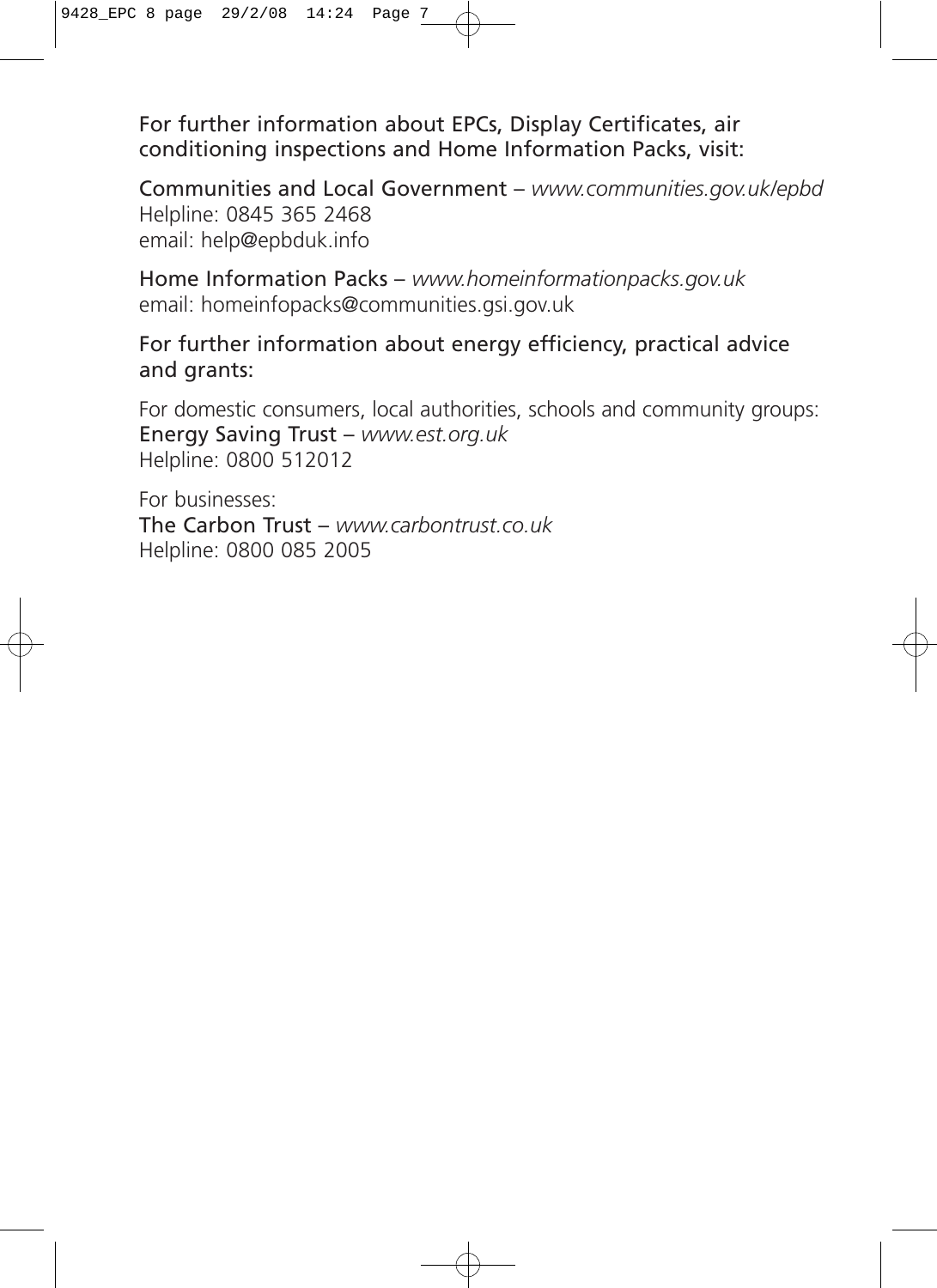**For further information about EPCs, Display Certificates, air conditioning inspections and Home Information Packs, visit:**

**Communities and Local Government** – *www.communities.gov.uk/epbd*
Helpline: 0845 365 2468
email: help@epbduk.info

**Home Information Packs** – *www.homeinformationpacks.gov.uk*
email: homeinfopacks@communities.gsi.gov.uk

**For further information about energy efficiency, practical advice and grants:**

For domestic consumers, local authorities, schools and community groups:
**Energy Saving Trust** – *www.est.org.uk*
Helpline: 0800 512012

For businesses:
**The Carbon Trust** – *www.carbontrust.co.uk*
Helpline: 0800 085 2005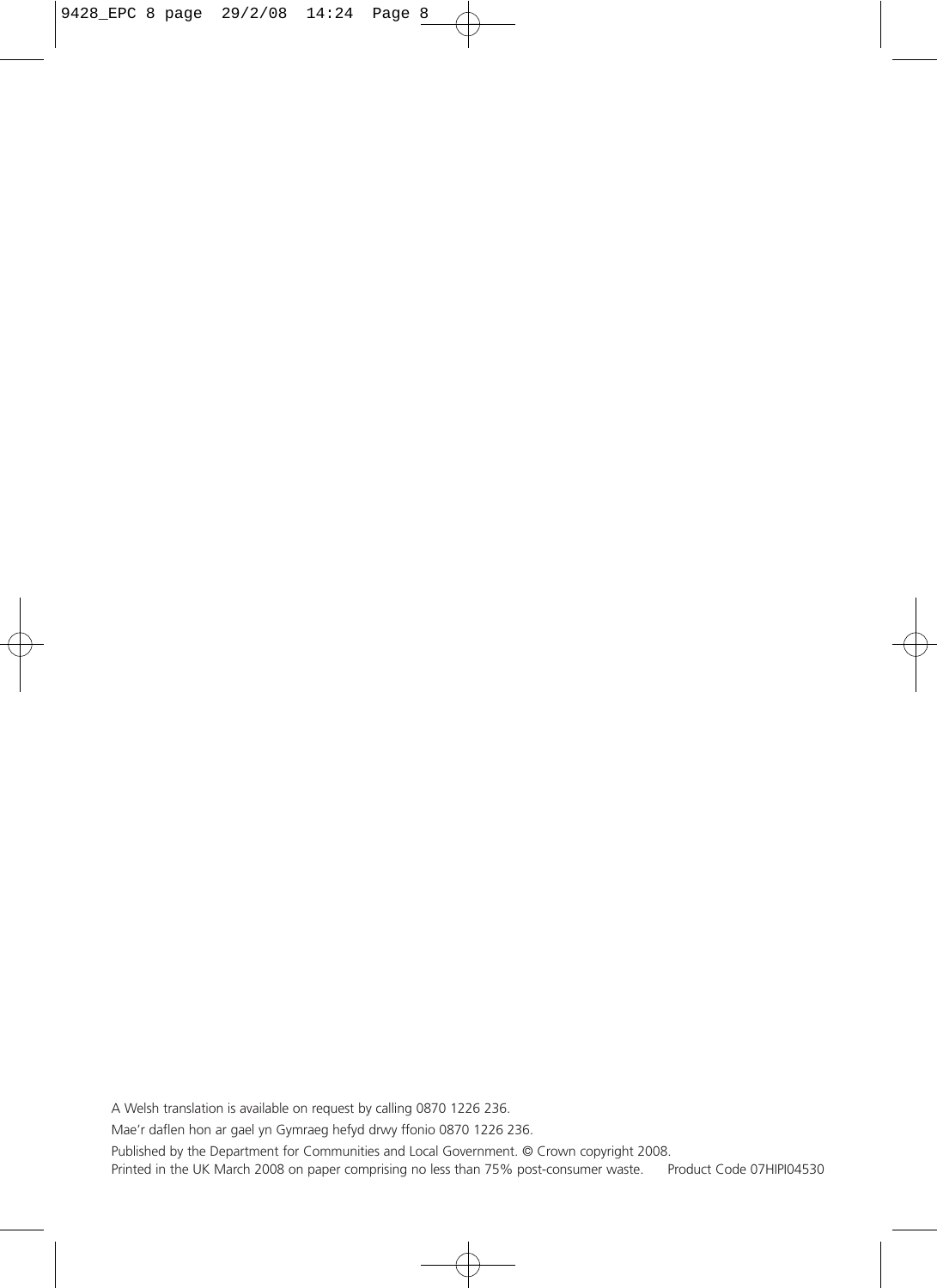A Welsh translation is available on request by calling 0870 1226 236.

Mae'r daflen hon ar gael yn Gymraeg hefyd drwy ffonio 0870 1226 236.

Published by the Department for Communities and Local Government. © Crown copyright 2008.

Printed in the UK March 2008 on paper comprising no less than 75% post-consumer waste. Product Code 07HIPI04530